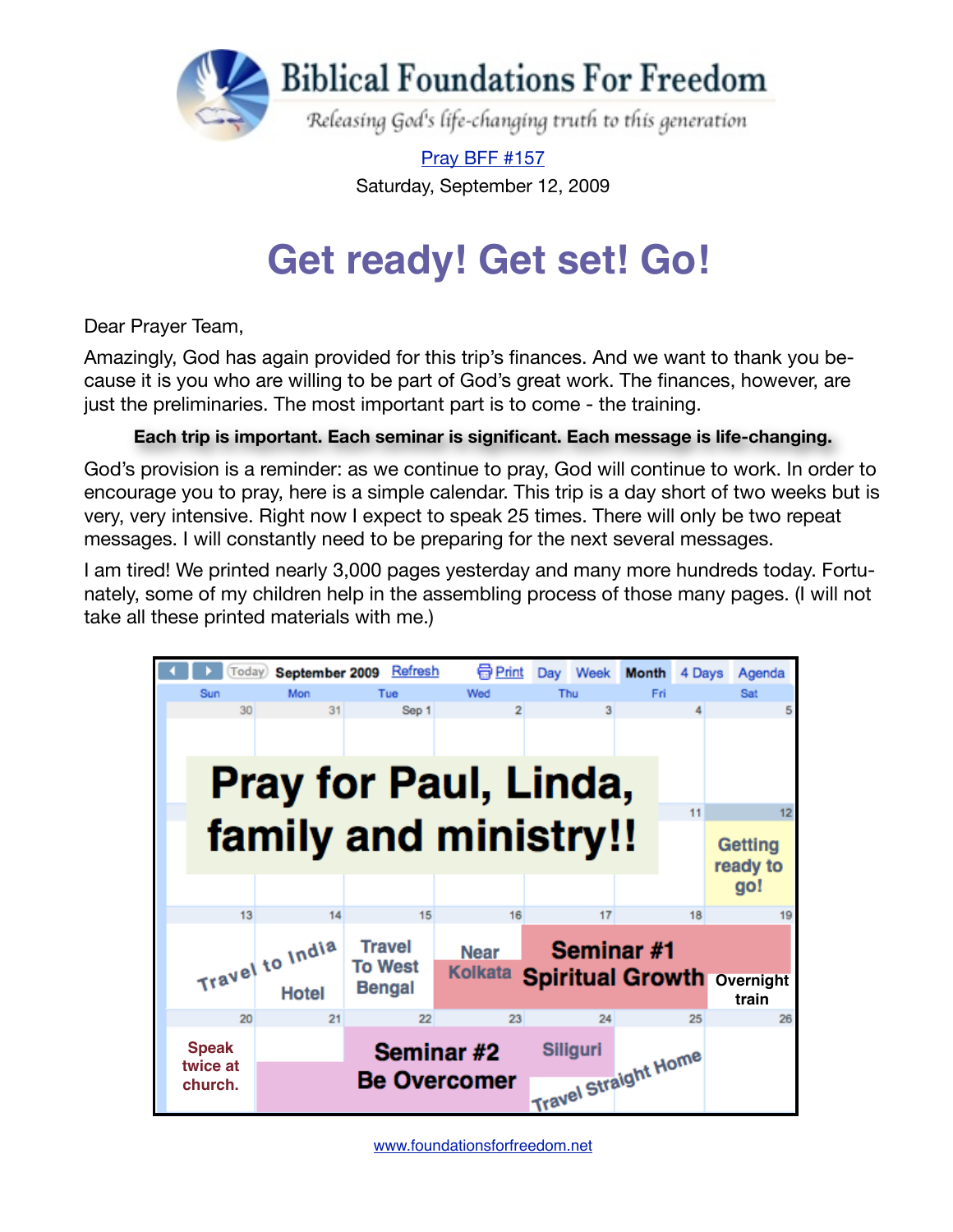# Biblical Foundations For Freedom

*Releasing God's life-changing truth to this generation*

Pray BFF #157

Saturday, September 12, 2009

# Get ready! Get set! Go!

Dear Prayer Team,

Amazingly, God has again provided for this trip's finances. And we want to thank you because it is you who are willing to be part of God's great work. The finances, however, are just the preliminaries. The most important part is to come - the training.

**Each trip is important. Each seminar is significant. Each message is life-changing.**

God's provision is a reminder: as we continue to pray, God will continue to work. In order to encourage you to pray, here is a simple calendar. This trip is a day short of two weeks but is very, very intensive. Right now I expect to speak 25 times. There will only be two repeat messages. I will constantly need to be preparing for the next several messages.

I am tired! We printed nearly 3,000 pages yesterday and many more hundreds today. Fortunately, some of my children help in the assembling process of those many pages. (I will not take all these printed materials with me.)

**September 2009**

| Sun | Mon | Tue | Wed | Thu | Fri | Sat |
|---|---|---|---|---|---|---|
| 30 | 31 | Sep 1 | 2 | 3 | 4 | 5 |
| 6 | 7 | 8 | 9 | 10 | 11 | 12 Getting ready to go! |
| 13 Travel to India | 14 Hotel | 15 Travel To West Bengal | 16 Near Kolkata | 17 Seminar #1 Spiritual Growth | 18 Seminar #1 Spiritual Growth | 19 Overnight train |
| 20 Speak twice at church. | 21 Seminar #2 Be Overcomer | 22 Seminar #2 Be Overcomer | 23 Seminar #2 Be Overcomer | 24 Siliguri / Travel Straight Home | 25 Travel Straight Home | 26 |

**Pray for Paul, Linda, family and ministry!!**

www.foundationsforfreedom.net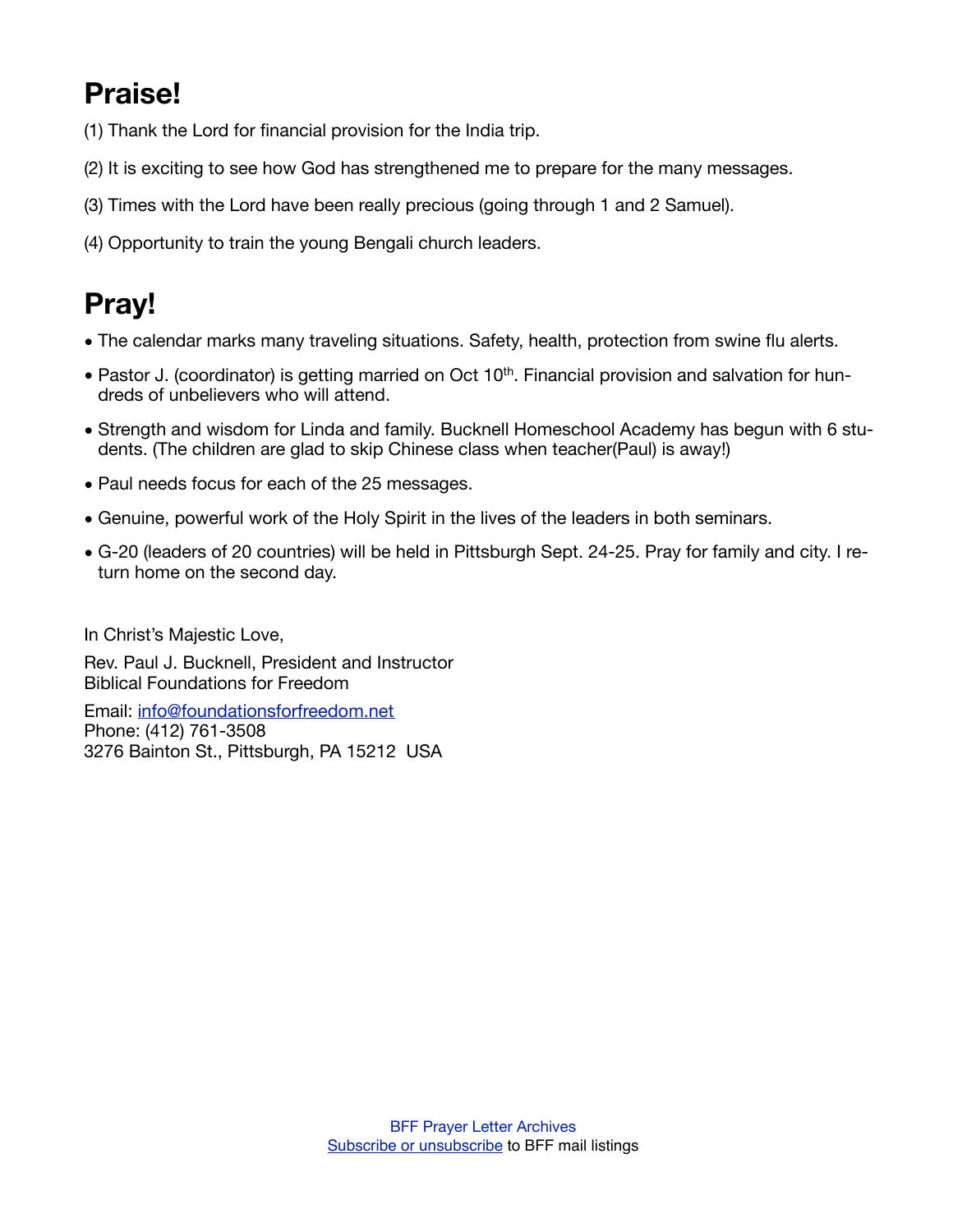## Praise!

(1) Thank the Lord for financial provision for the India trip.

(2) It is exciting to see how God has strengthened me to prepare for the many messages.

(3) Times with the Lord have been really precious (going through 1 and 2 Samuel).

(4) Opportunity to train the young Bengali church leaders.

## Pray!

- The calendar marks many traveling situations. Safety, health, protection from swine flu alerts.
- Pastor J. (coordinator) is getting married on Oct 10th. Financial provision and salvation for hundreds of unbelievers who will attend.
- Strength and wisdom for Linda and family. Bucknell Homeschool Academy has begun with 6 students. (The children are glad to skip Chinese class when teacher(Paul) is away!)
- Paul needs focus for each of the 25 messages.
- Genuine, powerful work of the Holy Spirit in the lives of the leaders in both seminars.
- G-20 (leaders of 20 countries) will be held in Pittsburgh Sept. 24-25. Pray for family and city. I return home on the second day.

In Christ's Majestic Love,

Rev. Paul J. Bucknell, President and Instructor
Biblical Foundations for Freedom

Email: info@foundationsforfreedom.net
Phone: (412) 761-3508
3276 Bainton St., Pittsburgh, PA 15212 USA

BFF Prayer Letter Archives
Subscribe or unsubscribe to BFF mail listings